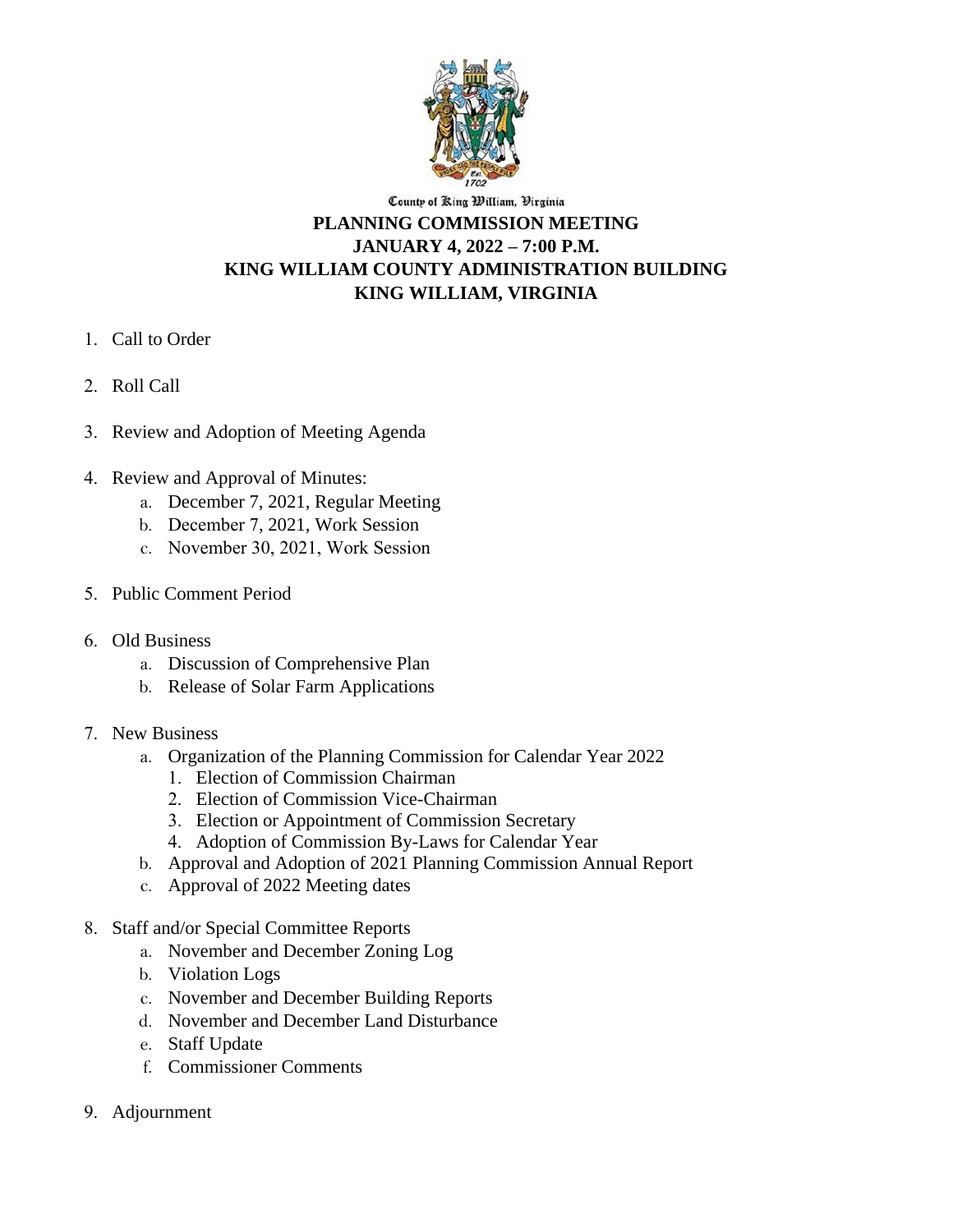County of King William, Virginia

# PLANNING COMMISSION MEETING
## JANUARY 4, 2022 – 7:00 P.M.
## KING WILLIAM COUNTY ADMINISTRATION BUILDING
## KING WILLIAM, VIRGINIA

1. Call to Order

2. Roll Call

3. Review and Adoption of Meeting Agenda

4. Review and Approval of Minutes:
   a. December 7, 2021, Regular Meeting
   b. December 7, 2021, Work Session
   c. November 30, 2021, Work Session

5. Public Comment Period

6. Old Business
   a. Discussion of Comprehensive Plan
   b. Release of Solar Farm Applications

7. New Business
   a. Organization of the Planning Commission for Calendar Year 2022
      1. Election of Commission Chairman
      2. Election of Commission Vice-Chairman
      3. Election or Appointment of Commission Secretary
      4. Adoption of Commission By-Laws for Calendar Year
   b. Approval and Adoption of 2021 Planning Commission Annual Report
   c. Approval of 2022 Meeting dates

8. Staff and/or Special Committee Reports
   a. November and December Zoning Log
   b. Violation Logs
   c. November and December Building Reports
   d. November and December Land Disturbance
   e. Staff Update
   f. Commissioner Comments

9. Adjournment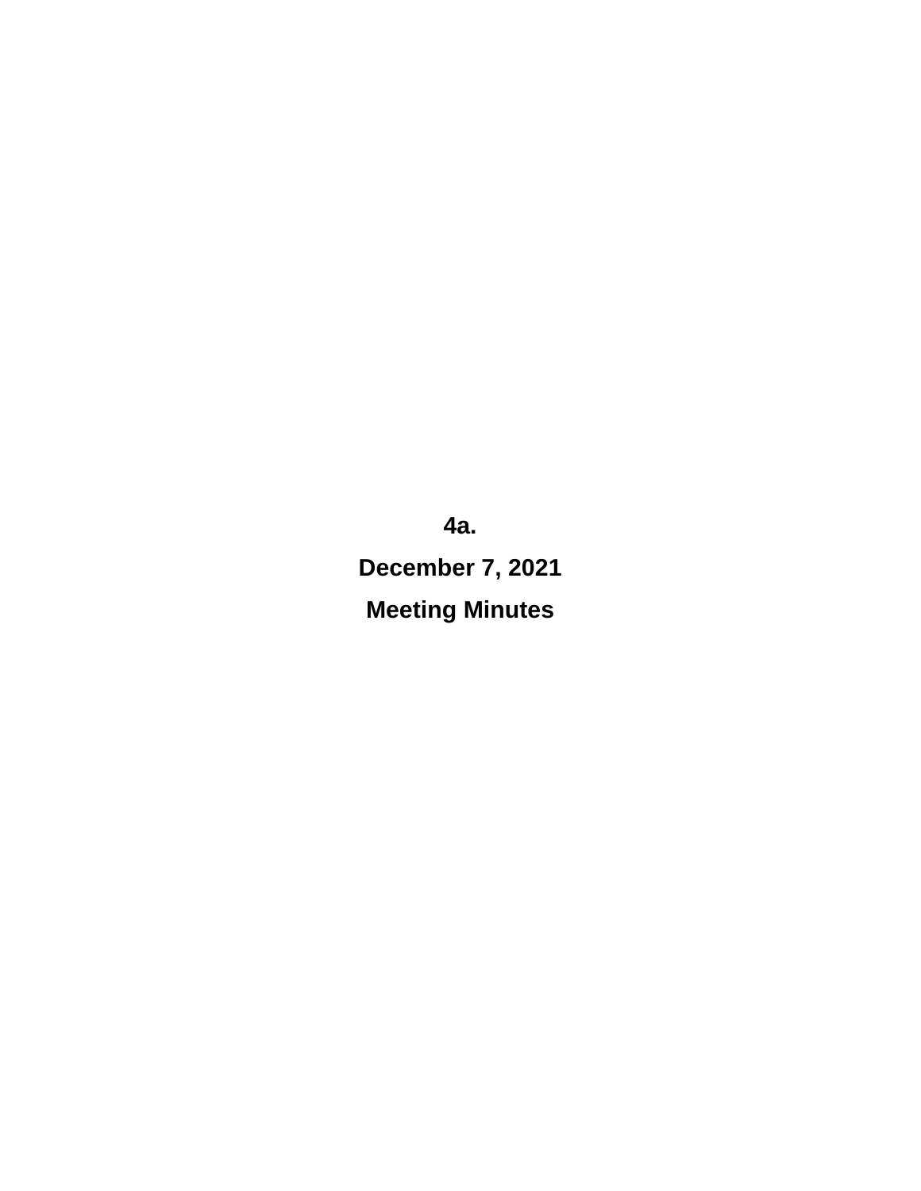**4a.**

**December 7, 2021**

**Meeting Minutes**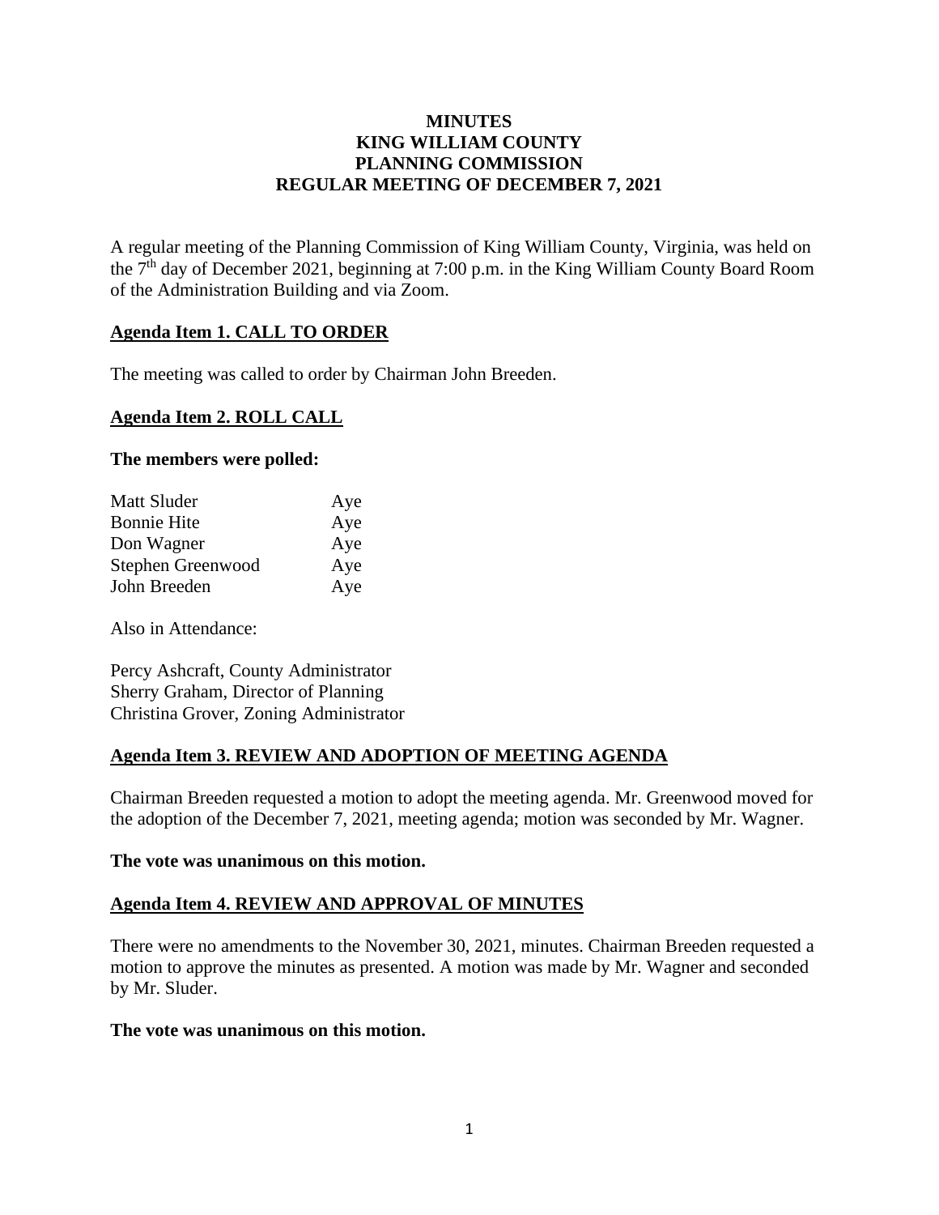**MINUTES**
**KING WILLIAM COUNTY**
**PLANNING COMMISSION**
**REGULAR MEETING OF DECEMBER 7, 2021**

A regular meeting of the Planning Commission of King William County, Virginia, was held on the 7th day of December 2021, beginning at 7:00 p.m. in the King William County Board Room of the Administration Building and via Zoom.

## Agenda Item 1. CALL TO ORDER

The meeting was called to order by Chairman John Breeden.

## Agenda Item 2. ROLL CALL

**The members were polled:**

| | |
|---|---|
| Matt Sluder | Aye |
| Bonnie Hite | Aye |
| Don Wagner | Aye |
| Stephen Greenwood | Aye |
| John Breeden | Aye |

Also in Attendance:

Percy Ashcraft, County Administrator
Sherry Graham, Director of Planning
Christina Grover, Zoning Administrator

## Agenda Item 3. REVIEW AND ADOPTION OF MEETING AGENDA

Chairman Breeden requested a motion to adopt the meeting agenda. Mr. Greenwood moved for the adoption of the December 7, 2021, meeting agenda; motion was seconded by Mr. Wagner.

**The vote was unanimous on this motion.**

## Agenda Item 4. REVIEW AND APPROVAL OF MINUTES

There were no amendments to the November 30, 2021, minutes. Chairman Breeden requested a motion to approve the minutes as presented. A motion was made by Mr. Wagner and seconded by Mr. Sluder.

**The vote was unanimous on this motion.**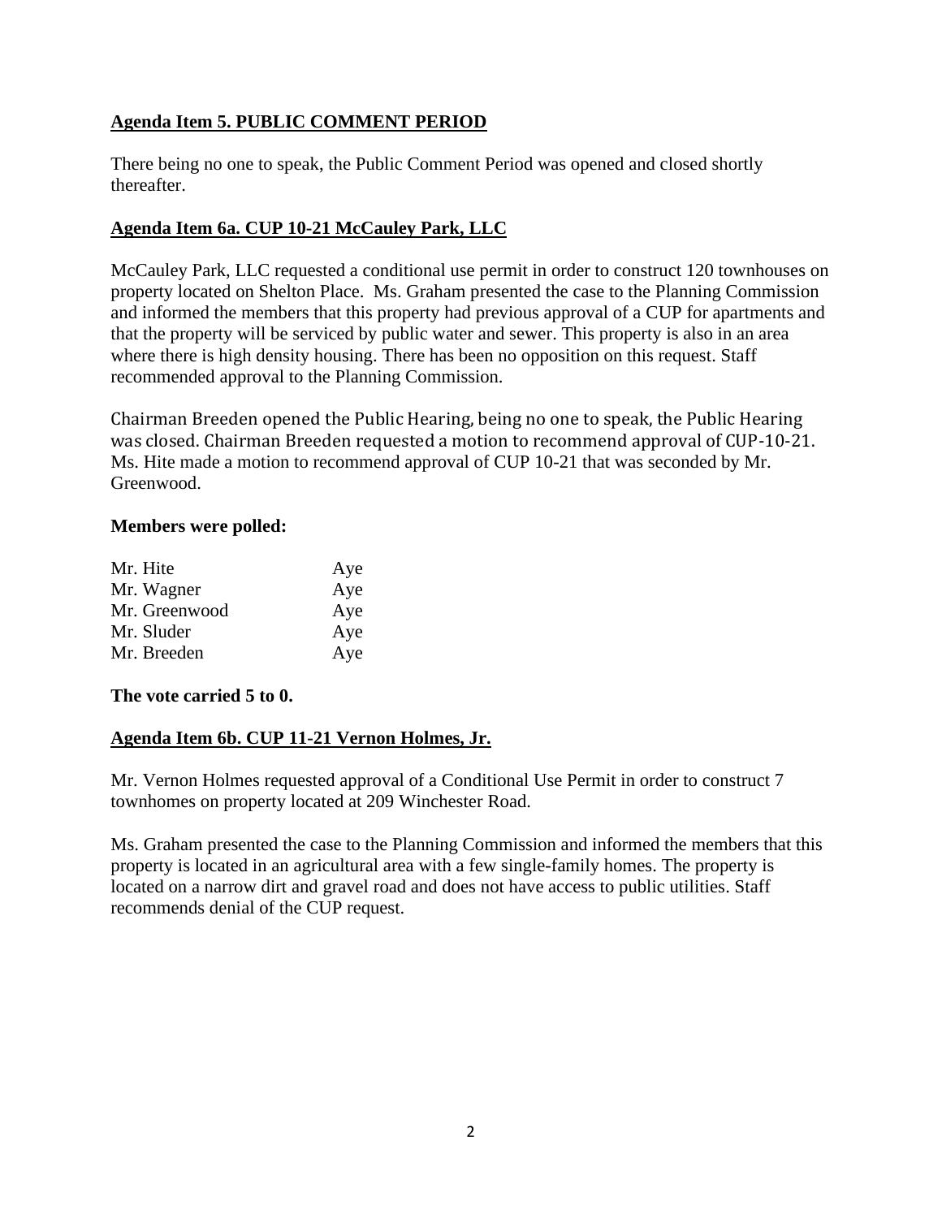**Agenda Item 5. PUBLIC COMMENT PERIOD**

There being no one to speak, the Public Comment Period was opened and closed shortly thereafter.

**Agenda Item 6a. CUP 10-21 McCauley Park, LLC**

McCauley Park, LLC requested a conditional use permit in order to construct 120 townhouses on property located on Shelton Place. Ms. Graham presented the case to the Planning Commission and informed the members that this property had previous approval of a CUP for apartments and that the property will be serviced by public water and sewer. This property is also in an area where there is high density housing. There has been no opposition on this request. Staff recommended approval to the Planning Commission.

Chairman Breeden opened the Public Hearing, being no one to speak, the Public Hearing was closed. Chairman Breeden requested a motion to recommend approval of CUP-10-21. Ms. Hite made a motion to recommend approval of CUP 10-21 that was seconded by Mr. Greenwood.

**Members were polled:**

| | |
|---|---|
| Mr. Hite | Aye |
| Mr. Wagner | Aye |
| Mr. Greenwood | Aye |
| Mr. Sluder | Aye |
| Mr. Breeden | Aye |

**The vote carried 5 to 0.**

**Agenda Item 6b. CUP 11-21 Vernon Holmes, Jr.**

Mr. Vernon Holmes requested approval of a Conditional Use Permit in order to construct 7 townhomes on property located at 209 Winchester Road.

Ms. Graham presented the case to the Planning Commission and informed the members that this property is located in an agricultural area with a few single-family homes. The property is located on a narrow dirt and gravel road and does not have access to public utilities. Staff recommends denial of the CUP request.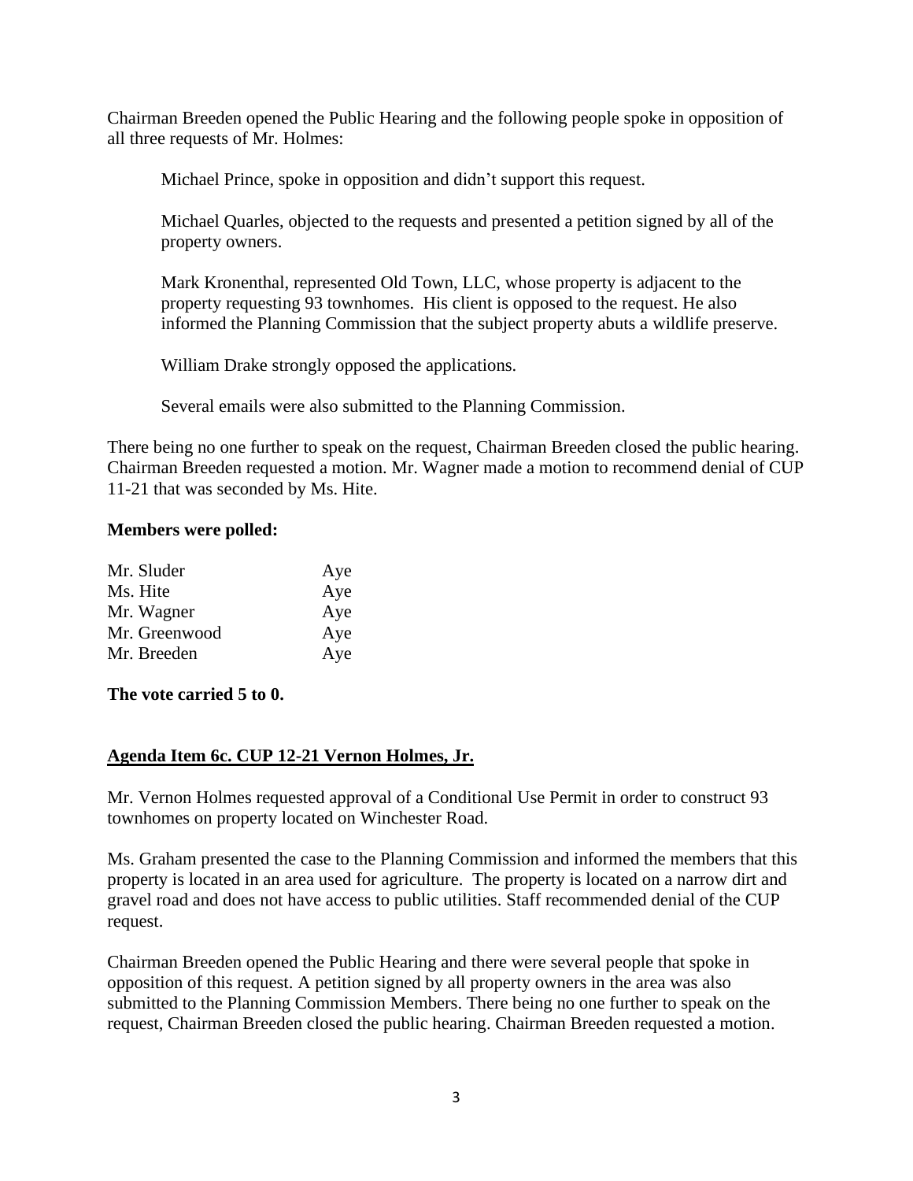Chairman Breeden opened the Public Hearing and the following people spoke in opposition of all three requests of Mr. Holmes:

Michael Prince, spoke in opposition and didn't support this request.

Michael Quarles, objected to the requests and presented a petition signed by all of the property owners.

Mark Kronenthal, represented Old Town, LLC, whose property is adjacent to the property requesting 93 townhomes. His client is opposed to the request. He also informed the Planning Commission that the subject property abuts a wildlife preserve.

William Drake strongly opposed the applications.

Several emails were also submitted to the Planning Commission.

There being no one further to speak on the request, Chairman Breeden closed the public hearing. Chairman Breeden requested a motion. Mr. Wagner made a motion to recommend denial of CUP 11-21 that was seconded by Ms. Hite.

**Members were polled:**

| | |
|---|---|
| Mr. Sluder | Aye |
| Ms. Hite | Aye |
| Mr. Wagner | Aye |
| Mr. Greenwood | Aye |
| Mr. Breeden | Aye |

**The vote carried 5 to 0.**

**Agenda Item 6c. CUP 12-21 Vernon Holmes, Jr.**

Mr. Vernon Holmes requested approval of a Conditional Use Permit in order to construct 93 townhomes on property located on Winchester Road.

Ms. Graham presented the case to the Planning Commission and informed the members that this property is located in an area used for agriculture. The property is located on a narrow dirt and gravel road and does not have access to public utilities. Staff recommended denial of the CUP request.

Chairman Breeden opened the Public Hearing and there were several people that spoke in opposition of this request. A petition signed by all property owners in the area was also submitted to the Planning Commission Members. There being no one further to speak on the request, Chairman Breeden closed the public hearing. Chairman Breeden requested a motion.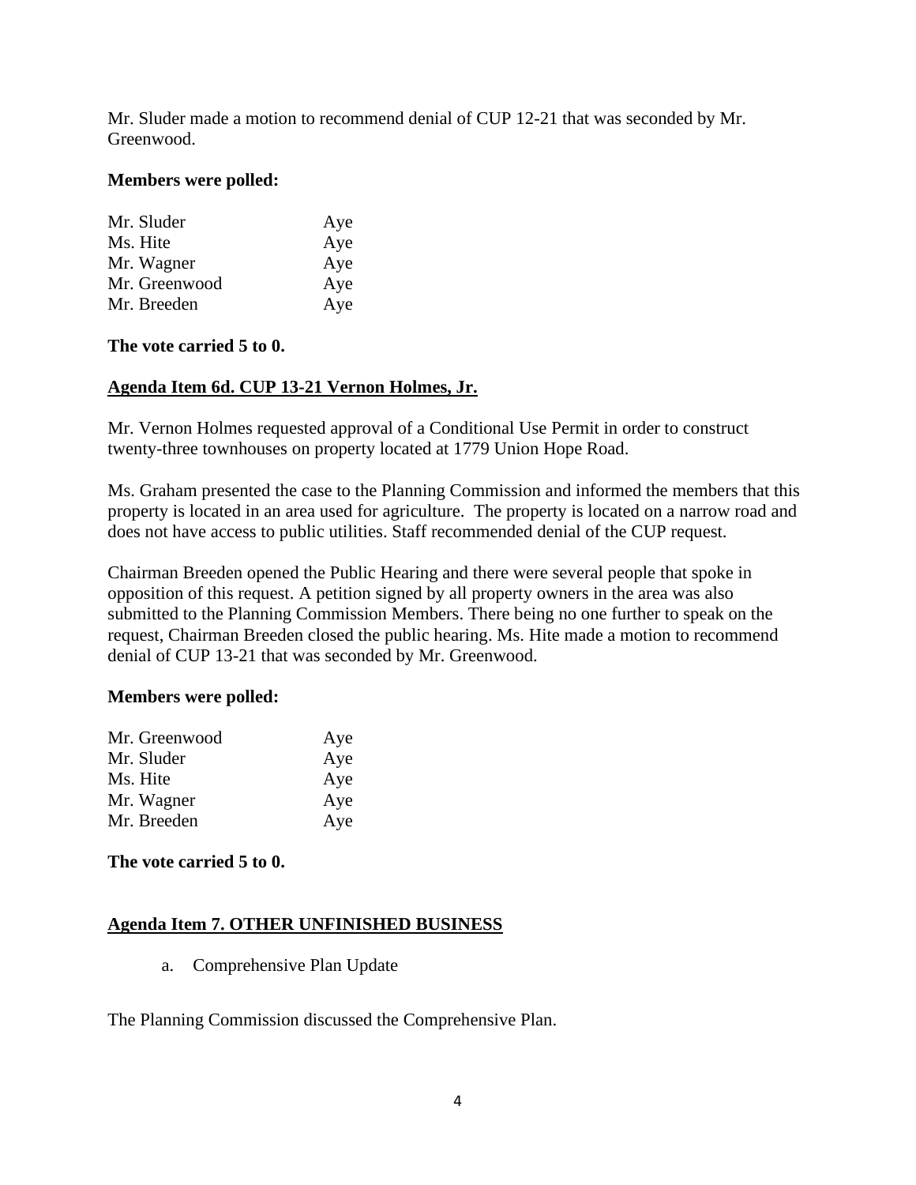Mr. Sluder made a motion to recommend denial of CUP 12-21 that was seconded by Mr. Greenwood.

**Members were polled:**

| | |
|---|---|
| Mr. Sluder | Aye |
| Ms. Hite | Aye |
| Mr. Wagner | Aye |
| Mr. Greenwood | Aye |
| Mr. Breeden | Aye |

**The vote carried 5 to 0.**

**Agenda Item 6d. CUP 13-21 Vernon Holmes, Jr.**

Mr. Vernon Holmes requested approval of a Conditional Use Permit in order to construct twenty-three townhouses on property located at 1779 Union Hope Road.

Ms. Graham presented the case to the Planning Commission and informed the members that this property is located in an area used for agriculture. The property is located on a narrow road and does not have access to public utilities. Staff recommended denial of the CUP request.

Chairman Breeden opened the Public Hearing and there were several people that spoke in opposition of this request. A petition signed by all property owners in the area was also submitted to the Planning Commission Members. There being no one further to speak on the request, Chairman Breeden closed the public hearing. Ms. Hite made a motion to recommend denial of CUP 13-21 that was seconded by Mr. Greenwood.

**Members were polled:**

| | |
|---|---|
| Mr. Greenwood | Aye |
| Mr. Sluder | Aye |
| Ms. Hite | Aye |
| Mr. Wagner | Aye |
| Mr. Breeden | Aye |

**The vote carried 5 to 0.**

**Agenda Item 7. OTHER UNFINISHED BUSINESS**

a. Comprehensive Plan Update

The Planning Commission discussed the Comprehensive Plan.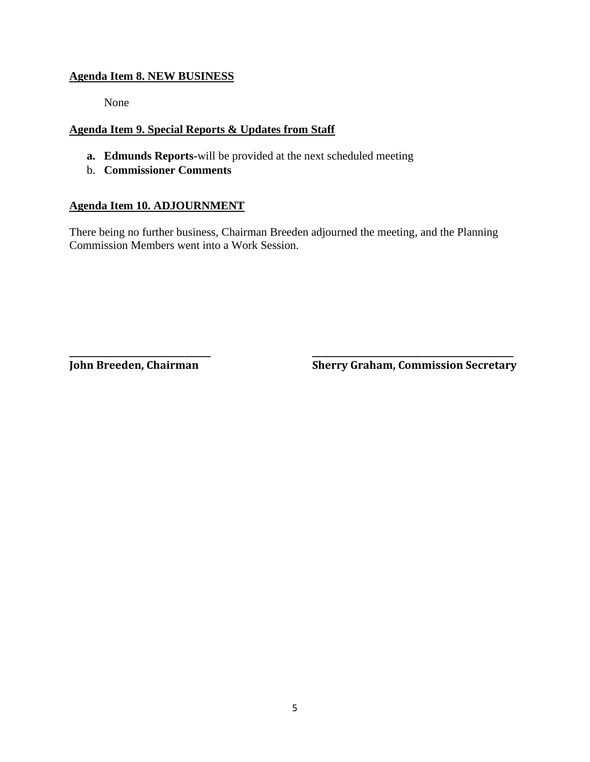**Agenda Item 8. NEW BUSINESS**

None

**Agenda Item 9. Special Reports & Updates from Staff**

- **a. Edmunds Reports-**will be provided at the next scheduled meeting
- b. **Commissioner Comments**

**Agenda Item 10. ADJOURNMENT**

There being no further business, Chairman Breeden adjourned the meeting, and the Planning Commission Members went into a Work Session.

\_\_\_\_\_\_\_\_\_\_\_\_\_\_\_\_\_\_\_\_\_\_\_\_\_\_\_\_\_\_
**John Breeden, Chairman**

\_\_\_\_\_\_\_\_\_\_\_\_\_\_\_\_\_\_\_\_\_\_\_\_\_\_\_\_\_\_\_\_\_\_\_\_\_\_\_\_\_\_
**Sherry Graham, Commission Secretary**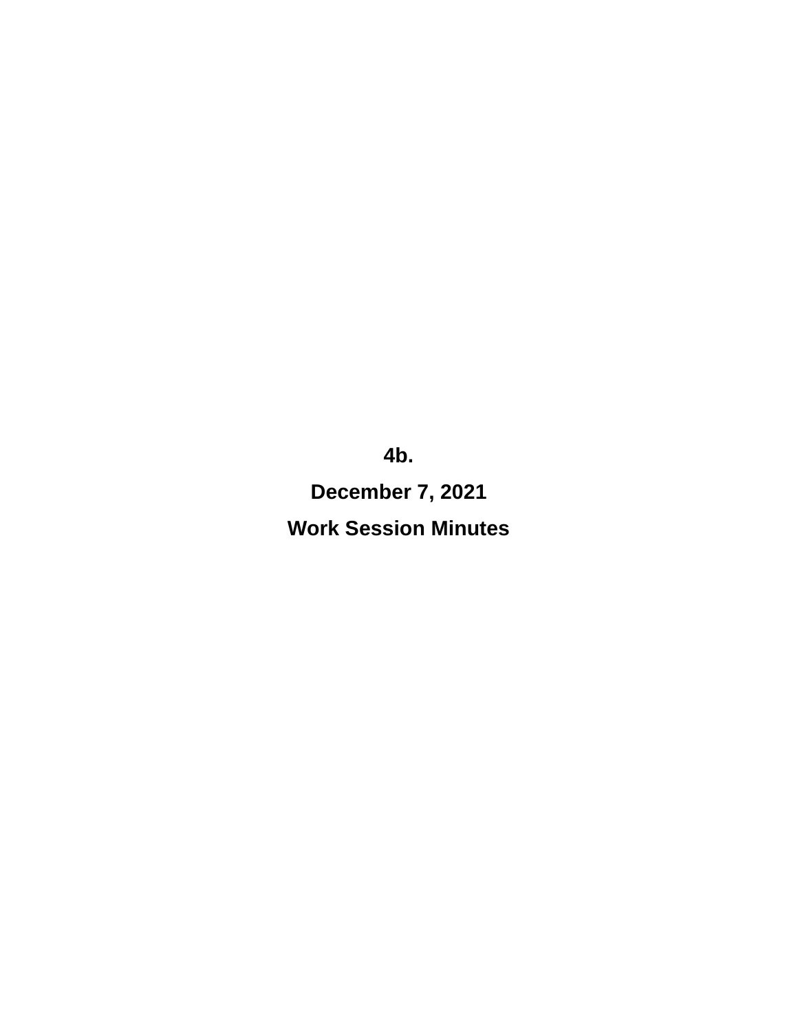# 4b.

# December 7, 2021

# Work Session Minutes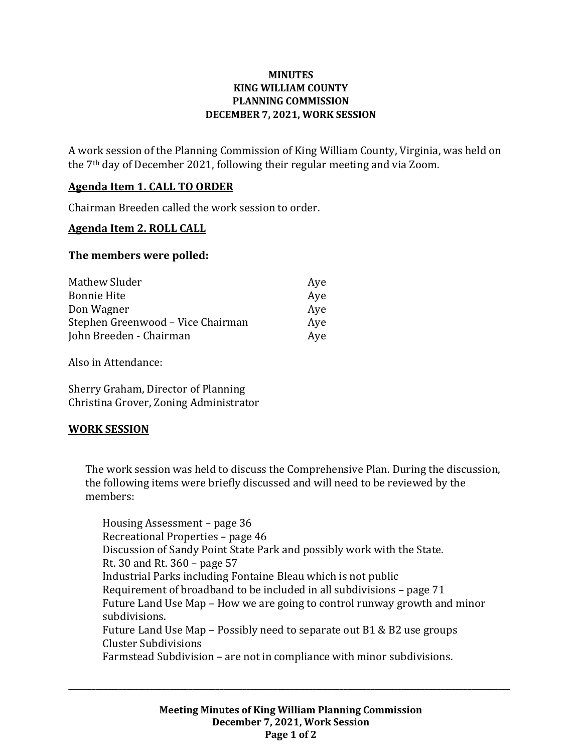**MINUTES**
**KING WILLIAM COUNTY**
**PLANNING COMMISSION**
**DECEMBER 7, 2021, WORK SESSION**

A work session of the Planning Commission of King William County, Virginia, was held on the 7th day of December 2021, following their regular meeting and via Zoom.

**Agenda Item 1. CALL TO ORDER**

Chairman Breeden called the work session to order.

**Agenda Item 2. ROLL CALL**

**The members were polled:**

| | |
|---|---|
| Mathew Sluder | Aye |
| Bonnie Hite | Aye |
| Don Wagner | Aye |
| Stephen Greenwood – Vice Chairman | Aye |
| John Breeden - Chairman | Aye |

Also in Attendance:

Sherry Graham, Director of Planning
Christina Grover, Zoning Administrator

**WORK SESSION**

The work session was held to discuss the Comprehensive Plan. During the discussion, the following items were briefly discussed and will need to be reviewed by the members:

Housing Assessment – page 36
Recreational Properties – page 46
Discussion of Sandy Point State Park and possibly work with the State.
Rt. 30 and Rt. 360 – page 57
Industrial Parks including Fontaine Bleau which is not public
Requirement of broadband to be included in all subdivisions – page 71
Future Land Use Map – How we are going to control runway growth and minor subdivisions.
Future Land Use Map – Possibly need to separate out B1 & B2 use groups
Cluster Subdivisions
Farmstead Subdivision – are not in compliance with minor subdivisions.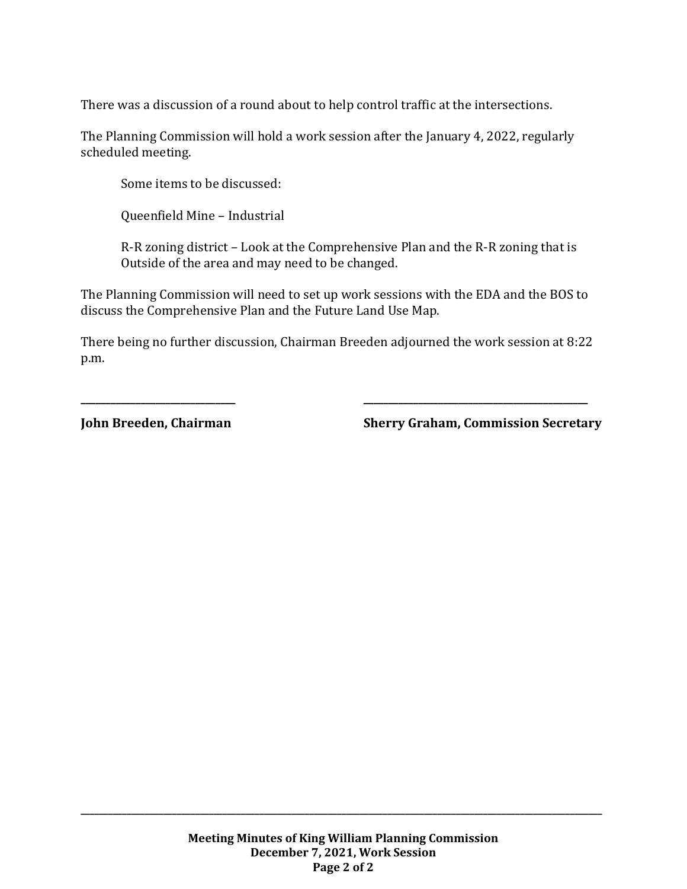There was a discussion of a round about to help control traffic at the intersections.

The Planning Commission will hold a work session after the January 4, 2022, regularly scheduled meeting.

Some items to be discussed:

Queenfield Mine – Industrial

R-R zoning district – Look at the Comprehensive Plan and the R-R zoning that is Outside of the area and may need to be changed.

The Planning Commission will need to set up work sessions with the EDA and the BOS to discuss the Comprehensive Plan and the Future Land Use Map.

There being no further discussion, Chairman Breeden adjourned the work session at 8:22 p.m.

\_\_\_\_\_\_\_\_\_\_\_\_\_\_\_\_\_\_\_\_\_\_\_\_\_\_\_\_\_\_ \_\_\_\_\_\_\_\_\_\_\_\_\_\_\_\_\_\_\_\_\_\_\_\_\_\_\_\_\_\_\_\_\_\_\_\_\_\_\_\_\_\_\_\_

**John Breeden, Chairman** **Sherry Graham, Commission Secretary**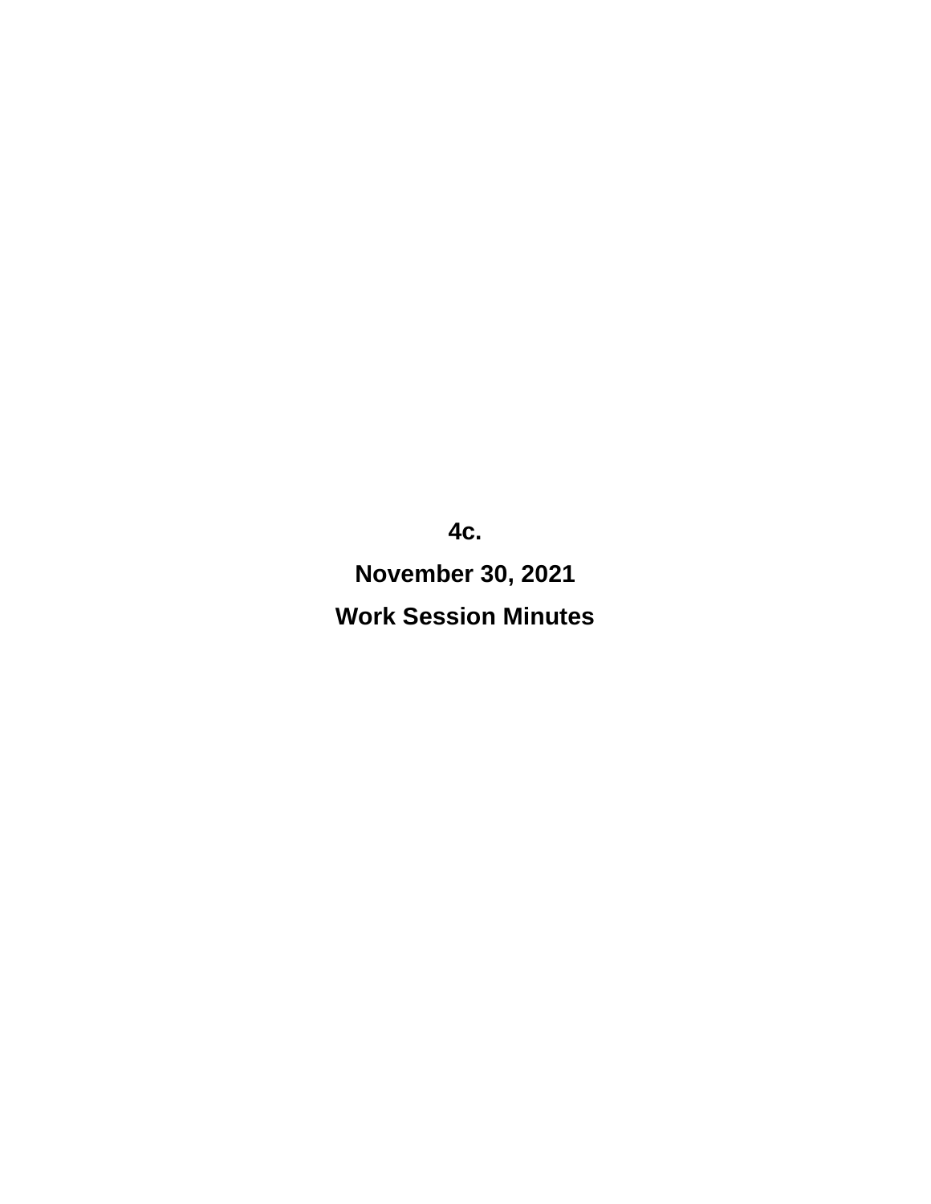**4c.**

**November 30, 2021**

**Work Session Minutes**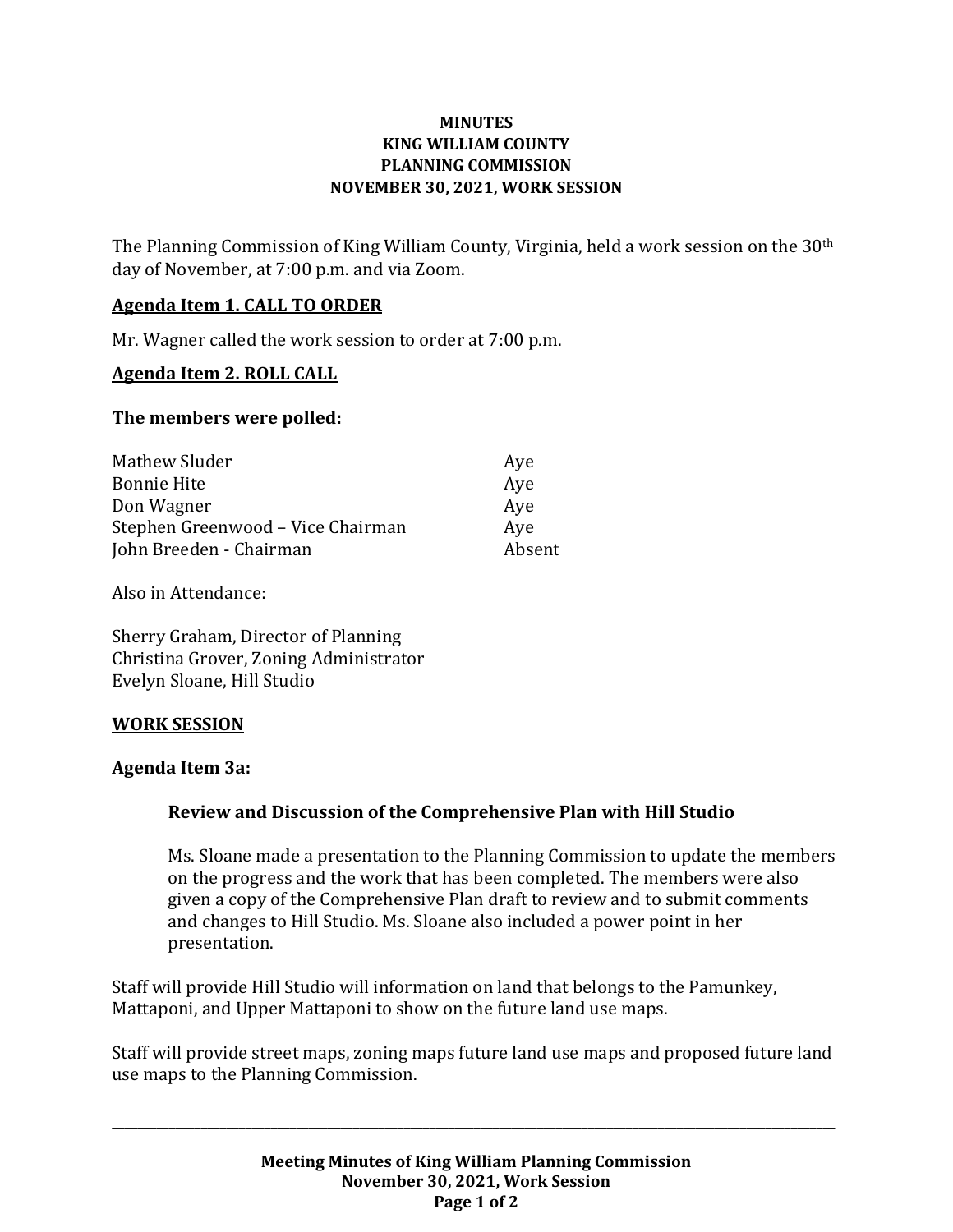**MINUTES**
**KING WILLIAM COUNTY**
**PLANNING COMMISSION**
**NOVEMBER 30, 2021, WORK SESSION**

The Planning Commission of King William County, Virginia, held a work session on the 30th day of November, at 7:00 p.m. and via Zoom.

## Agenda Item 1. CALL TO ORDER

Mr. Wagner called the work session to order at 7:00 p.m.

## Agenda Item 2. ROLL CALL

**The members were polled:**

| | |
|---|---|
| Mathew Sluder | Aye |
| Bonnie Hite | Aye |
| Don Wagner | Aye |
| Stephen Greenwood – Vice Chairman | Aye |
| John Breeden - Chairman | Absent |

Also in Attendance:

Sherry Graham, Director of Planning
Christina Grover, Zoning Administrator
Evelyn Sloane, Hill Studio

## WORK SESSION

**Agenda Item 3a:**

**Review and Discussion of the Comprehensive Plan with Hill Studio**

Ms. Sloane made a presentation to the Planning Commission to update the members on the progress and the work that has been completed. The members were also given a copy of the Comprehensive Plan draft to review and to submit comments and changes to Hill Studio. Ms. Sloane also included a power point in her presentation.

Staff will provide Hill Studio will information on land that belongs to the Pamunkey, Mattaponi, and Upper Mattaponi to show on the future land use maps.

Staff will provide street maps, zoning maps future land use maps and proposed future land use maps to the Planning Commission.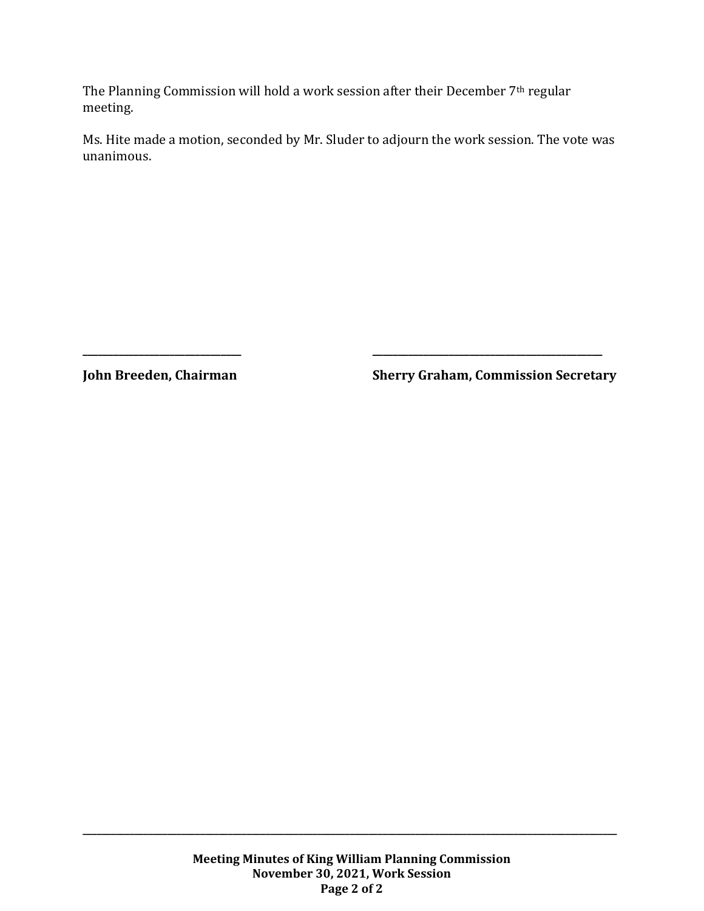The Planning Commission will hold a work session after their December 7th regular meeting.

Ms. Hite made a motion, seconded by Mr. Sluder to adjourn the work session. The vote was unanimous.

\_\_\_\_\_\_\_\_\_\_\_\_\_\_\_\_\_\_\_\_\_\_\_\_\_\_\_\_\_\_\_\_ \_\_\_\_\_\_\_\_\_\_\_\_\_\_\_\_\_\_\_\_\_\_\_\_\_\_\_\_\_\_\_\_\_\_\_\_\_\_\_\_\_\_\_\_\_

**John Breeden, Chairman** **Sherry Graham, Commission Secretary**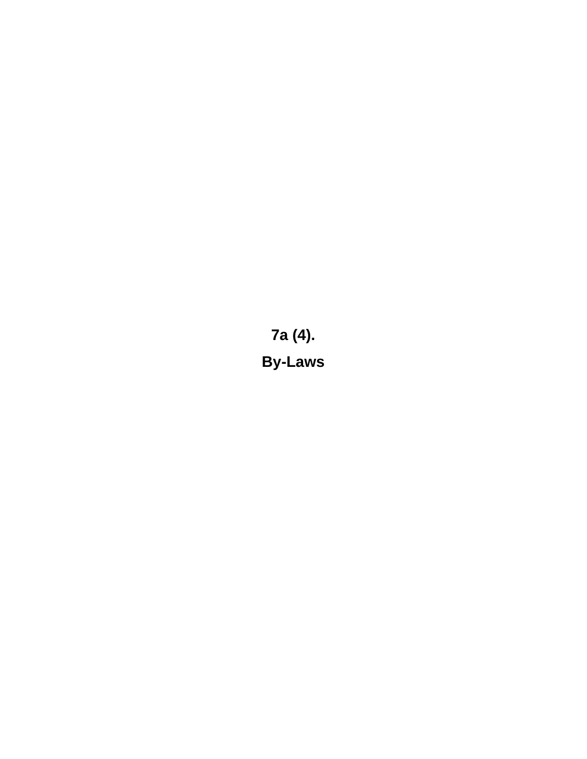**7a (4).**

**By-Laws**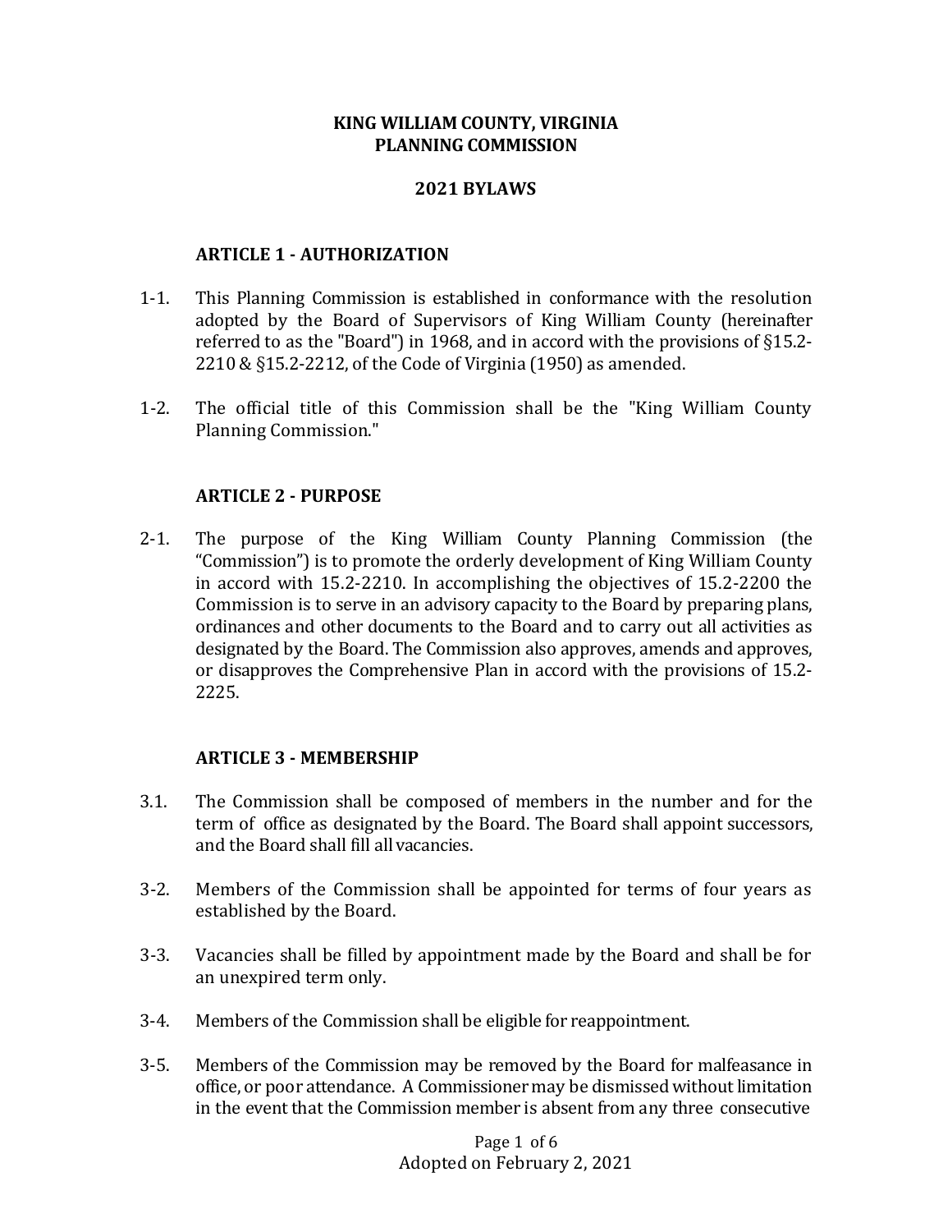**KING WILLIAM COUNTY, VIRGINIA**
**PLANNING COMMISSION**

**2021 BYLAWS**

## ARTICLE 1 - AUTHORIZATION

1-1. This Planning Commission is established in conformance with the resolution adopted by the Board of Supervisors of King William County (hereinafter referred to as the "Board") in 1968, and in accord with the provisions of §15.2-2210 & §15.2-2212, of the Code of Virginia (1950) as amended.

1-2. The official title of this Commission shall be the "King William County Planning Commission."

## ARTICLE 2 - PURPOSE

2-1. The purpose of the King William County Planning Commission (the "Commission") is to promote the orderly development of King William County in accord with 15.2-2210. In accomplishing the objectives of 15.2-2200 the Commission is to serve in an advisory capacity to the Board by preparing plans, ordinances and other documents to the Board and to carry out all activities as designated by the Board. The Commission also approves, amends and approves, or disapproves the Comprehensive Plan in accord with the provisions of 15.2-2225.

## ARTICLE 3 - MEMBERSHIP

3.1. The Commission shall be composed of members in the number and for the term of office as designated by the Board. The Board shall appoint successors, and the Board shall fill all vacancies.

3-2. Members of the Commission shall be appointed for terms of four years as established by the Board.

3-3. Vacancies shall be filled by appointment made by the Board and shall be for an unexpired term only.

3-4. Members of the Commission shall be eligible for reappointment.

3-5. Members of the Commission may be removed by the Board for malfeasance in office, or poor attendance. A Commissioner may be dismissed without limitation in the event that the Commission member is absent from any three consecutive

Adopted on February 2, 2021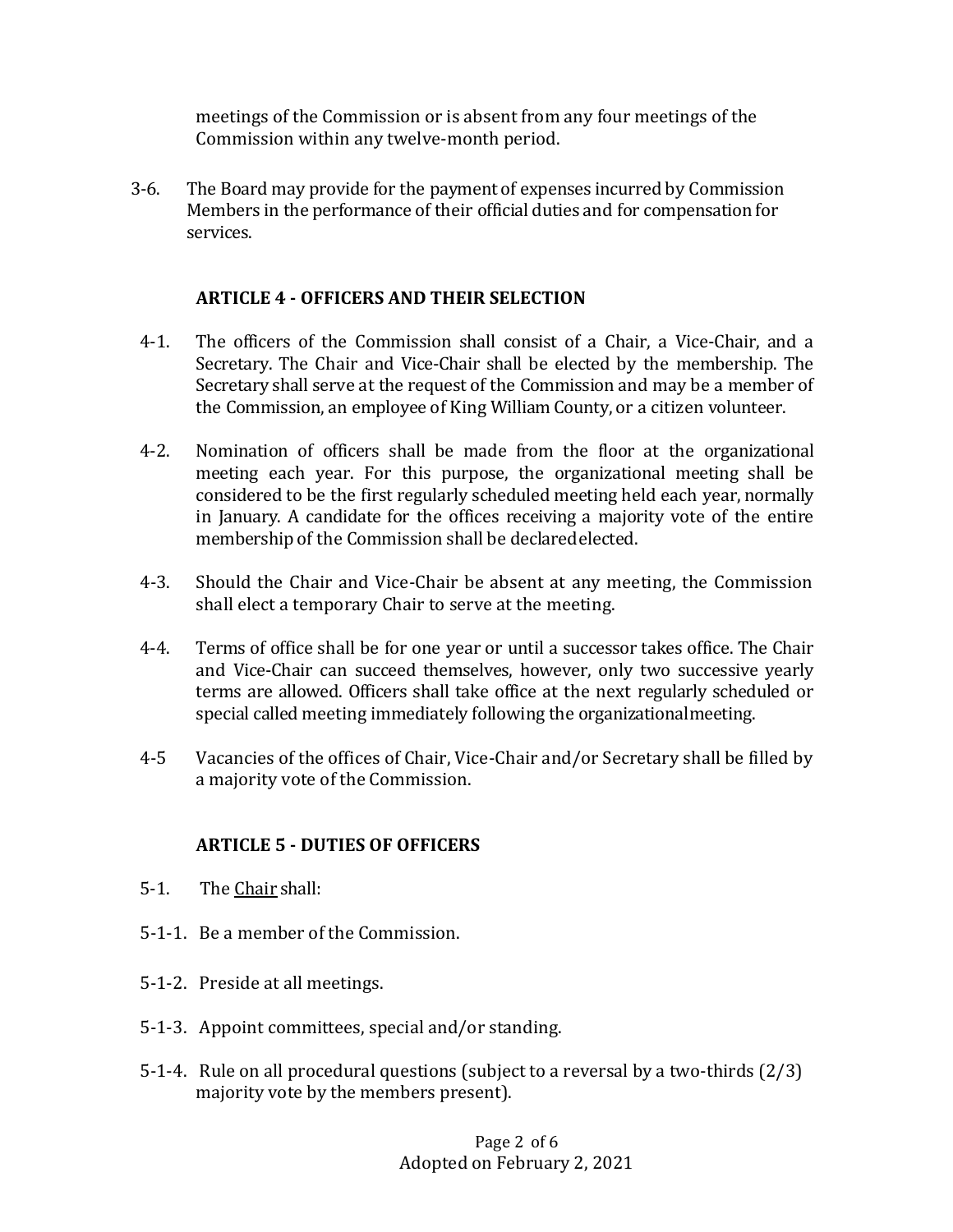meetings of the Commission or is absent from any four meetings of the Commission within any twelve-month period.

3-6. The Board may provide for the payment of expenses incurred by Commission Members in the performance of their official duties and for compensation for services.

## ARTICLE 4 - OFFICERS AND THEIR SELECTION

4-1. The officers of the Commission shall consist of a Chair, a Vice-Chair, and a Secretary. The Chair and Vice-Chair shall be elected by the membership. The Secretary shall serve at the request of the Commission and may be a member of the Commission, an employee of King William County, or a citizen volunteer.

4-2. Nomination of officers shall be made from the floor at the organizational meeting each year. For this purpose, the organizational meeting shall be considered to be the first regularly scheduled meeting held each year, normally in January. A candidate for the offices receiving a majority vote of the entire membership of the Commission shall be declared elected.

4-3. Should the Chair and Vice-Chair be absent at any meeting, the Commission shall elect a temporary Chair to serve at the meeting.

4-4. Terms of office shall be for one year or until a successor takes office. The Chair and Vice-Chair can succeed themselves, however, only two successive yearly terms are allowed. Officers shall take office at the next regularly scheduled or special called meeting immediately following the organizational meeting.

4-5 Vacancies of the offices of Chair, Vice-Chair and/or Secretary shall be filled by a majority vote of the Commission.

## ARTICLE 5 - DUTIES OF OFFICERS

5-1. The Chair shall:

5-1-1. Be a member of the Commission.

5-1-2. Preside at all meetings.

5-1-3. Appoint committees, special and/or standing.

5-1-4. Rule on all procedural questions (subject to a reversal by a two-thirds (2/3) majority vote by the members present).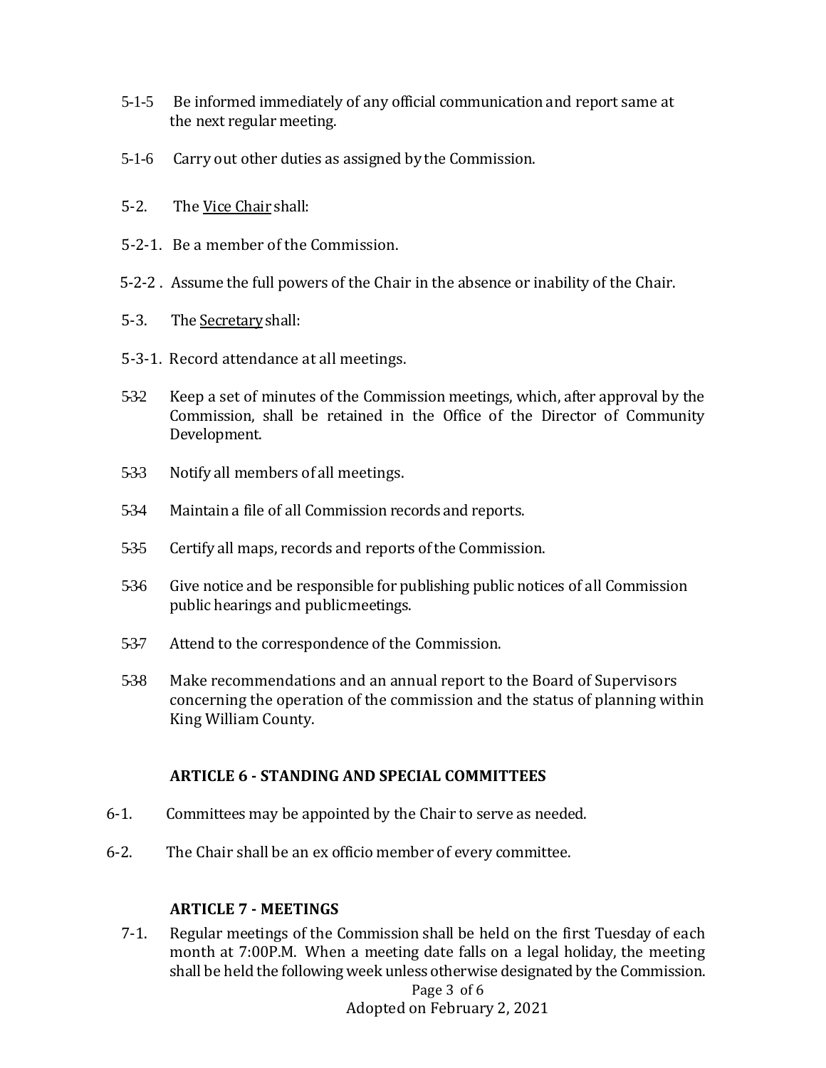5-1-5 Be informed immediately of any official communication and report same at the next regular meeting.

5-1-6 Carry out other duties as assigned by the Commission.

5-2. The Vice Chair shall:

5-2-1. Be a member of the Commission.

5-2-2 . Assume the full powers of the Chair in the absence or inability of the Chair.

5-3. The Secretary shall:

5-3-1. Record attendance at all meetings.

5-3-2 Keep a set of minutes of the Commission meetings, which, after approval by the Commission, shall be retained in the Office of the Director of Community Development.

5-3-3 Notify all members of all meetings.

5-3-4 Maintain a file of all Commission records and reports.

5-3-5 Certify all maps, records and reports of the Commission.

5-3-6 Give notice and be responsible for publishing public notices of all Commission public hearings and public meetings.

5-3-7 Attend to the correspondence of the Commission.

5-3-8 Make recommendations and an annual report to the Board of Supervisors concerning the operation of the commission and the status of planning within King William County.

## ARTICLE 6 - STANDING AND SPECIAL COMMITTEES

6-1. Committees may be appointed by the Chair to serve as needed.

6-2. The Chair shall be an ex officio member of every committee.

## ARTICLE 7 - MEETINGS

7-1. Regular meetings of the Commission shall be held on the first Tuesday of each month at 7:00P.M. When a meeting date falls on a legal holiday, the meeting shall be held the following week unless otherwise designated by the Commission.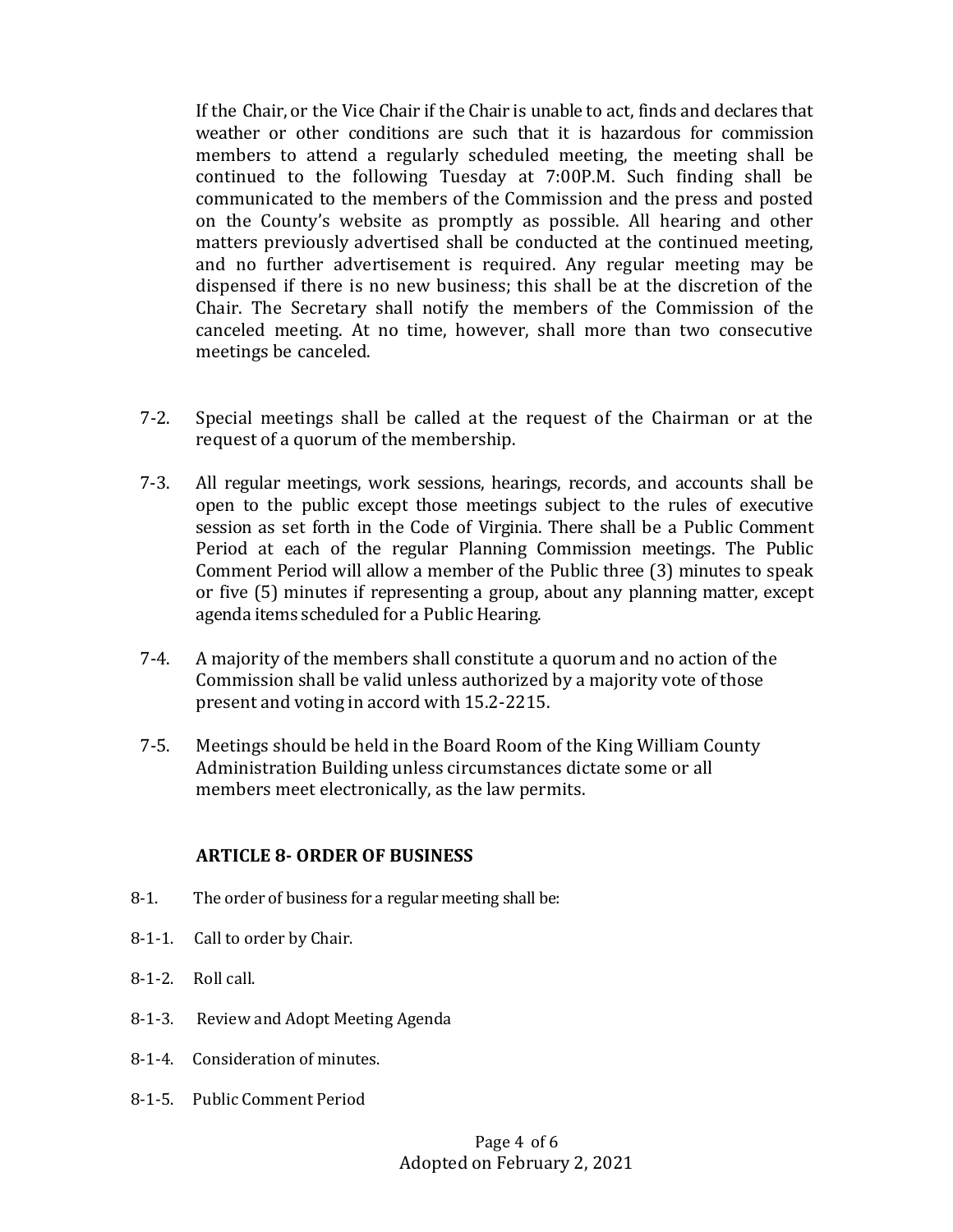If the Chair, or the Vice Chair if the Chair is unable to act, finds and declares that weather or other conditions are such that it is hazardous for commission members to attend a regularly scheduled meeting, the meeting shall be continued to the following Tuesday at 7:00P.M. Such finding shall be communicated to the members of the Commission and the press and posted on the County's website as promptly as possible. All hearing and other matters previously advertised shall be conducted at the continued meeting, and no further advertisement is required. Any regular meeting may be dispensed if there is no new business; this shall be at the discretion of the Chair. The Secretary shall notify the members of the Commission of the canceled meeting. At no time, however, shall more than two consecutive meetings be canceled.

7-2. Special meetings shall be called at the request of the Chairman or at the request of a quorum of the membership.

7-3. All regular meetings, work sessions, hearings, records, and accounts shall be open to the public except those meetings subject to the rules of executive session as set forth in the Code of Virginia. There shall be a Public Comment Period at each of the regular Planning Commission meetings. The Public Comment Period will allow a member of the Public three (3) minutes to speak or five (5) minutes if representing a group, about any planning matter, except agenda items scheduled for a Public Hearing.

7-4. A majority of the members shall constitute a quorum and no action of the Commission shall be valid unless authorized by a majority vote of those present and voting in accord with 15.2-2215.

7-5. Meetings should be held in the Board Room of the King William County Administration Building unless circumstances dictate some or all members meet electronically, as the law permits.

## ARTICLE 8- ORDER OF BUSINESS

8-1. The order of business for a regular meeting shall be:

8-1-1. Call to order by Chair.

8-1-2. Roll call.

8-1-3. Review and Adopt Meeting Agenda

8-1-4. Consideration of minutes.

8-1-5. Public Comment Period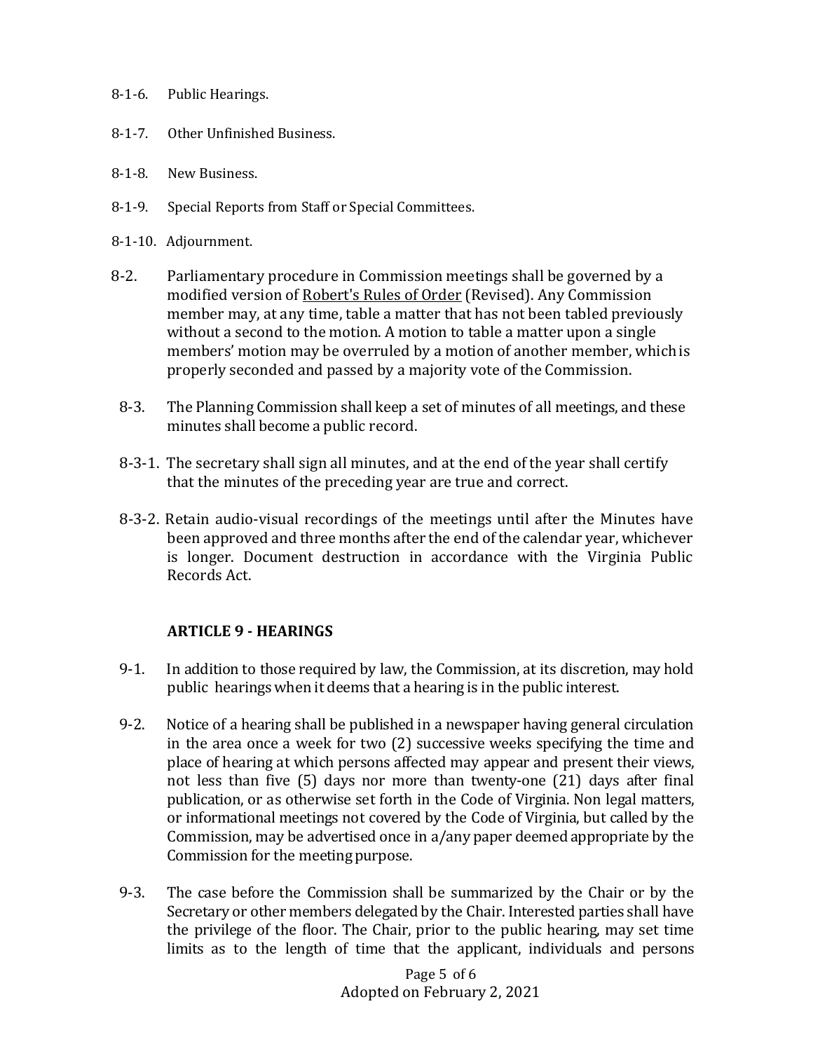8-1-6. Public Hearings.

8-1-7. Other Unfinished Business.

8-1-8. New Business.

8-1-9. Special Reports from Staff or Special Committees.

8-1-10. Adjournment.

8-2. Parliamentary procedure in Commission meetings shall be governed by a modified version of Robert's Rules of Order (Revised). Any Commission member may, at any time, table a matter that has not been tabled previously without a second to the motion. A motion to table a matter upon a single members' motion may be overruled by a motion of another member, which is properly seconded and passed by a majority vote of the Commission.

8-3. The Planning Commission shall keep a set of minutes of all meetings, and these minutes shall become a public record.

8-3-1. The secretary shall sign all minutes, and at the end of the year shall certify that the minutes of the preceding year are true and correct.

8-3-2. Retain audio-visual recordings of the meetings until after the Minutes have been approved and three months after the end of the calendar year, whichever is longer. Document destruction in accordance with the Virginia Public Records Act.

### ARTICLE 9 - HEARINGS

9-1. In addition to those required by law, the Commission, at its discretion, may hold public hearings when it deems that a hearing is in the public interest.

9-2. Notice of a hearing shall be published in a newspaper having general circulation in the area once a week for two (2) successive weeks specifying the time and place of hearing at which persons affected may appear and present their views, not less than five (5) days nor more than twenty-one (21) days after final publication, or as otherwise set forth in the Code of Virginia. Non legal matters, or informational meetings not covered by the Code of Virginia, but called by the Commission, may be advertised once in a/any paper deemed appropriate by the Commission for the meeting purpose.

9-3. The case before the Commission shall be summarized by the Chair or by the Secretary or other members delegated by the Chair. Interested parties shall have the privilege of the floor. The Chair, prior to the public hearing, may set time limits as to the length of time that the applicant, individuals and persons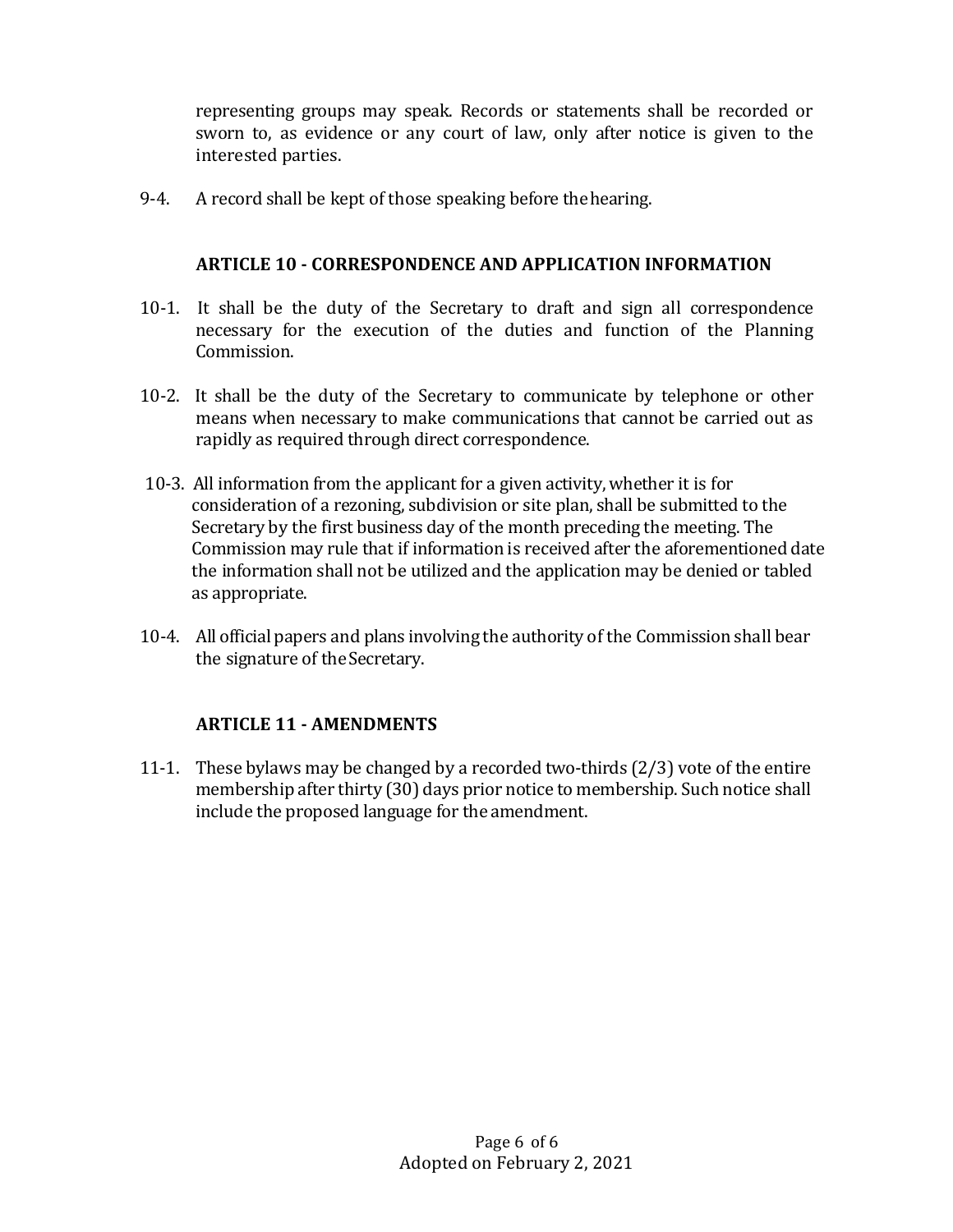representing groups may speak. Records or statements shall be recorded or sworn to, as evidence or any court of law, only after notice is given to the interested parties.

9-4. A record shall be kept of those speaking before the hearing.

### ARTICLE 10 - CORRESPONDENCE AND APPLICATION INFORMATION

10-1. It shall be the duty of the Secretary to draft and sign all correspondence necessary for the execution of the duties and function of the Planning Commission.

10-2. It shall be the duty of the Secretary to communicate by telephone or other means when necessary to make communications that cannot be carried out as rapidly as required through direct correspondence.

10-3. All information from the applicant for a given activity, whether it is for consideration of a rezoning, subdivision or site plan, shall be submitted to the Secretary by the first business day of the month preceding the meeting. The Commission may rule that if information is received after the aforementioned date the information shall not be utilized and the application may be denied or tabled as appropriate.

10-4. All official papers and plans involving the authority of the Commission shall bear the signature of the Secretary.

### ARTICLE 11 - AMENDMENTS

11-1. These bylaws may be changed by a recorded two-thirds (2/3) vote of the entire membership after thirty (30) days prior notice to membership. Such notice shall include the proposed language for the amendment.

Adopted on February 2, 2021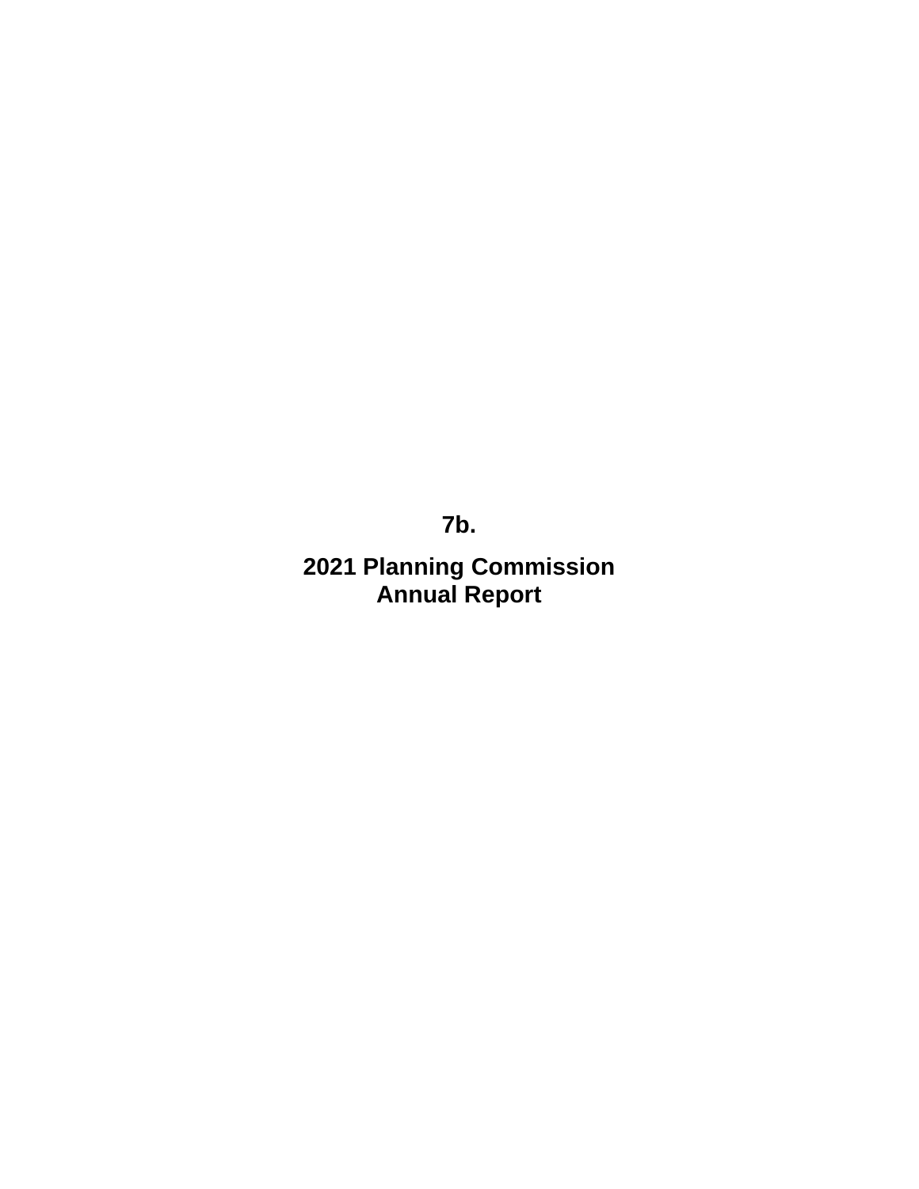**7b.**

**2021 Planning Commission Annual Report**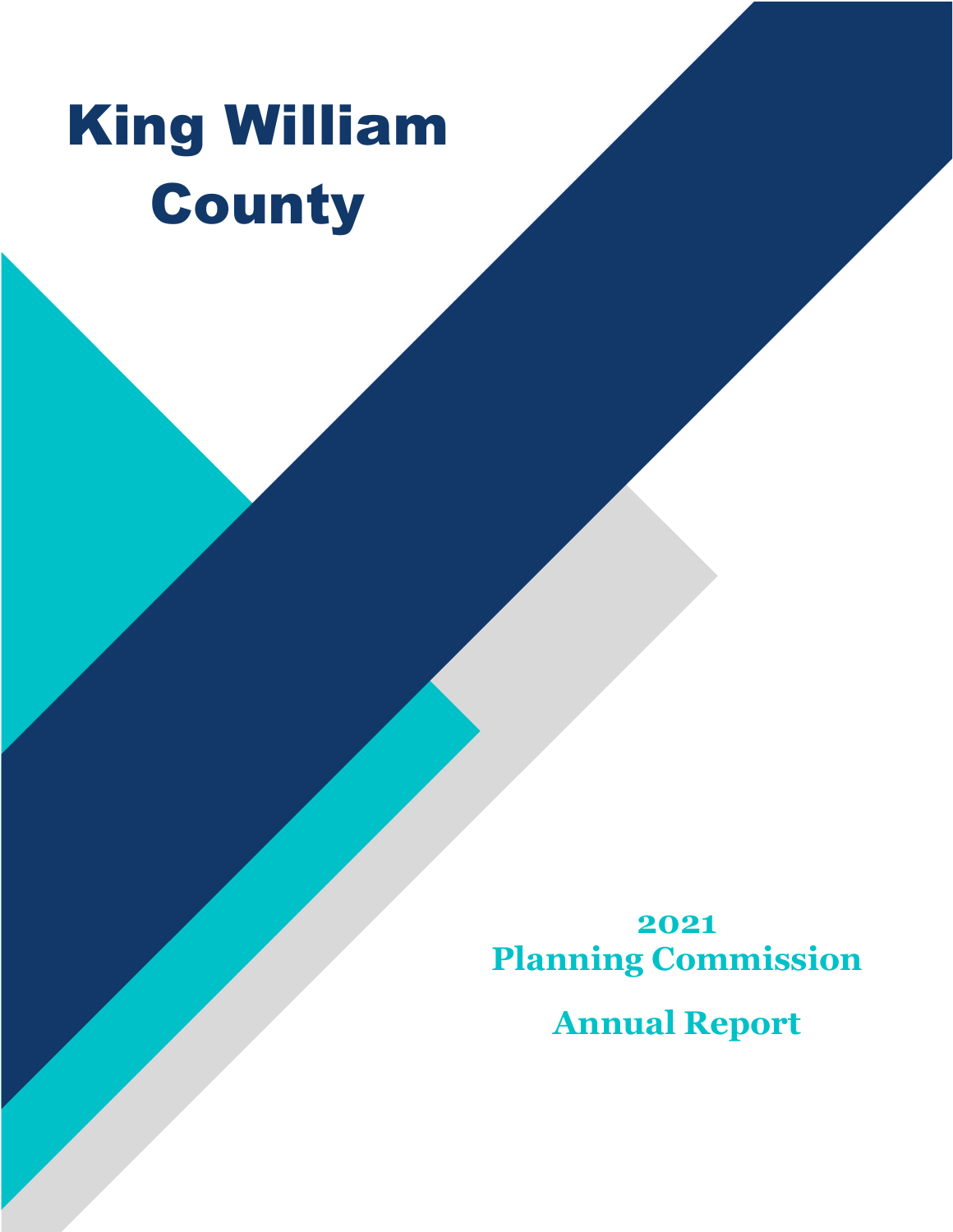# King William County

## 2021 Planning Commission

## Annual Report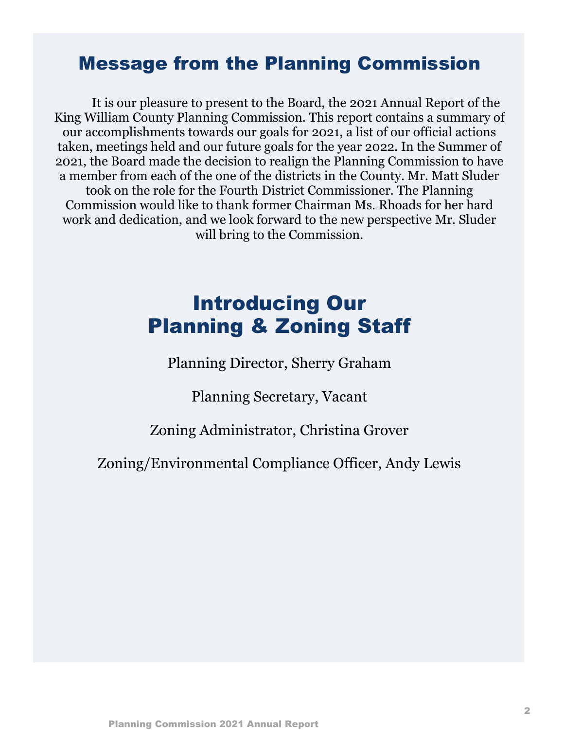# Message from the Planning Commission

It is our pleasure to present to the Board, the 2021 Annual Report of the King William County Planning Commission. This report contains a summary of our accomplishments towards our goals for 2021, a list of our official actions taken, meetings held and our future goals for the year 2022. In the Summer of 2021, the Board made the decision to realign the Planning Commission to have a member from each of the one of the districts in the County. Mr. Matt Sluder took on the role for the Fourth District Commissioner. The Planning Commission would like to thank former Chairman Ms. Rhoads for her hard work and dedication, and we look forward to the new perspective Mr. Sluder will bring to the Commission.

# Introducing Our Planning & Zoning Staff

Planning Director, Sherry Graham

Planning Secretary, Vacant

Zoning Administrator, Christina Grover

Zoning/Environmental Compliance Officer, Andy Lewis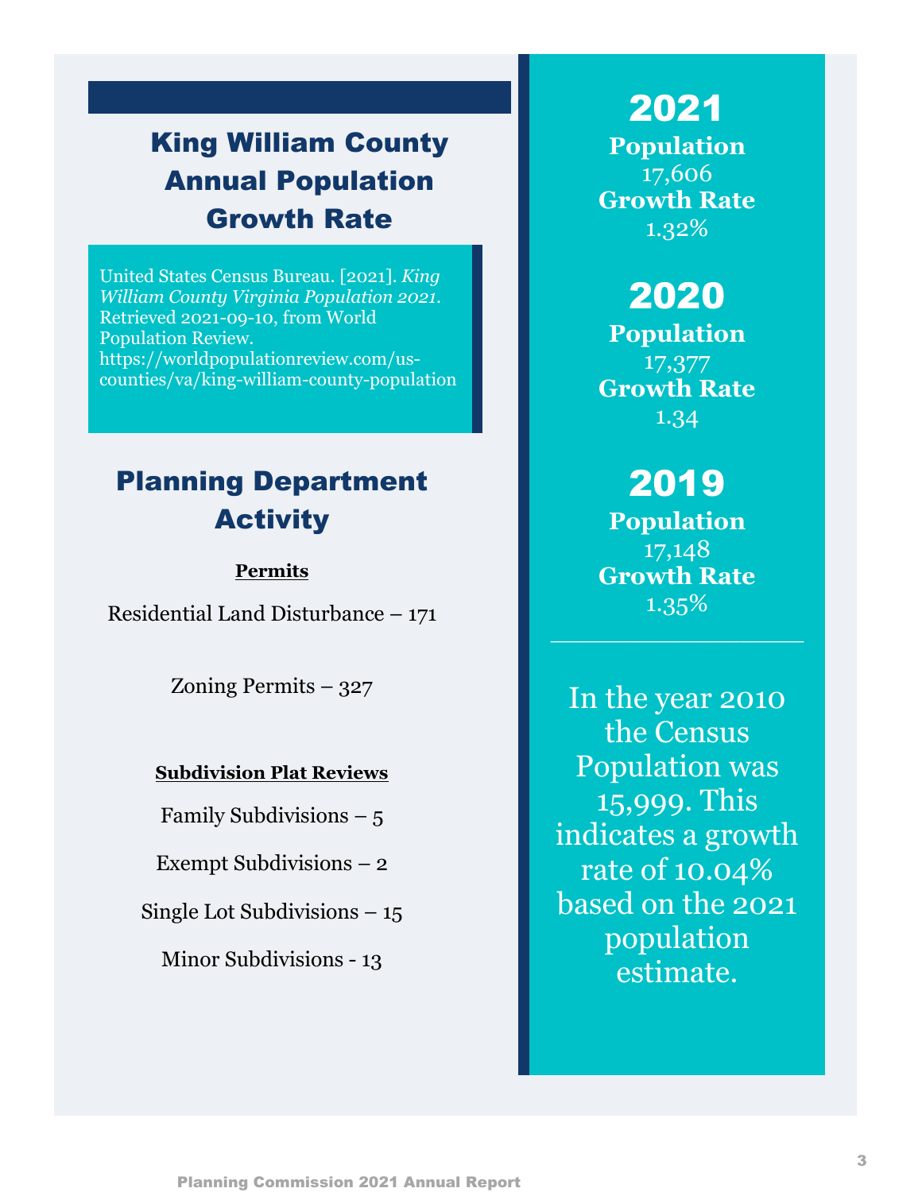# King William County Annual Population Growth Rate

United States Census Bureau. [2021]. *King William County Virginia Population 2021.* Retrieved 2021-09-10, from World Population Review. https://worldpopulationreview.com/us-counties/va/king-william-county-population

# Planning Department Activity

**Permits**

Residential Land Disturbance – 171

Zoning Permits – 327

**Subdivision Plat Reviews**

Family Subdivisions – 5

Exempt Subdivisions – 2

Single Lot Subdivisions – 15

Minor Subdivisions - 13

## 2021

**Population**
17,606
**Growth Rate**
1.32%

## 2020

**Population**
17,377
**Growth Rate**
1.34

## 2019

**Population**
17,148
**Growth Rate**
1.35%

---

In the year 2010 the Census Population was 15,999. This indicates a growth rate of 10.04% based on the 2021 population estimate.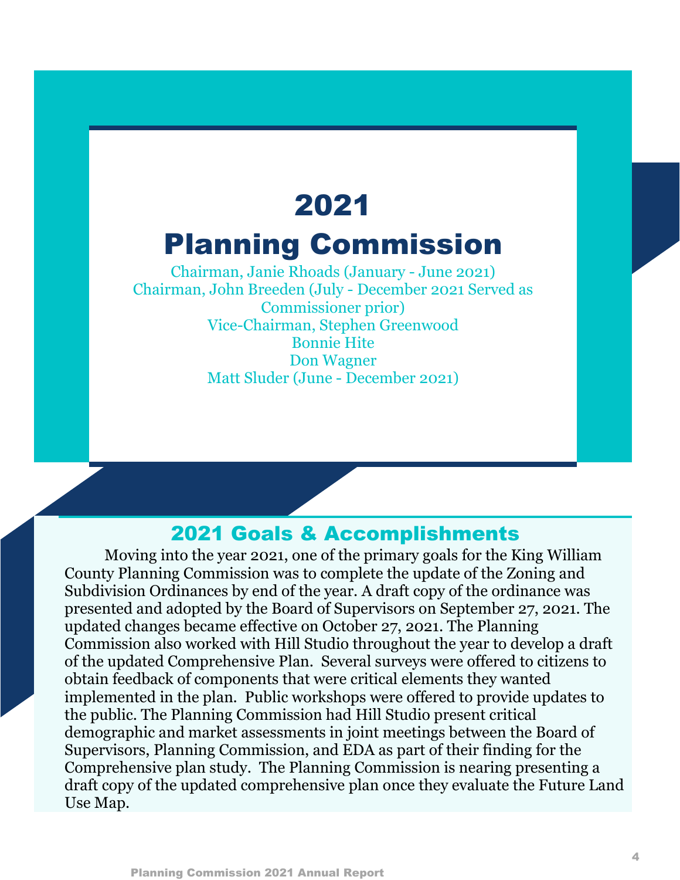# 2021

# Planning Commission

Chairman, Janie Rhoads (January - June 2021)
Chairman, John Breeden (July - December 2021 Served as Commissioner prior)
Vice-Chairman, Stephen Greenwood
Bonnie Hite
Don Wagner
Matt Sluder (June - December 2021)

## 2021 Goals & Accomplishments

Moving into the year 2021, one of the primary goals for the King William County Planning Commission was to complete the update of the Zoning and Subdivision Ordinances by end of the year. A draft copy of the ordinance was presented and adopted by the Board of Supervisors on September 27, 2021. The updated changes became effective on October 27, 2021. The Planning Commission also worked with Hill Studio throughout the year to develop a draft of the updated Comprehensive Plan. Several surveys were offered to citizens to obtain feedback of components that were critical elements they wanted implemented in the plan. Public workshops were offered to provide updates to the public. The Planning Commission had Hill Studio present critical demographic and market assessments in joint meetings between the Board of Supervisors, Planning Commission, and EDA as part of their finding for the Comprehensive plan study. The Planning Commission is nearing presenting a draft copy of the updated comprehensive plan once they evaluate the Future Land Use Map.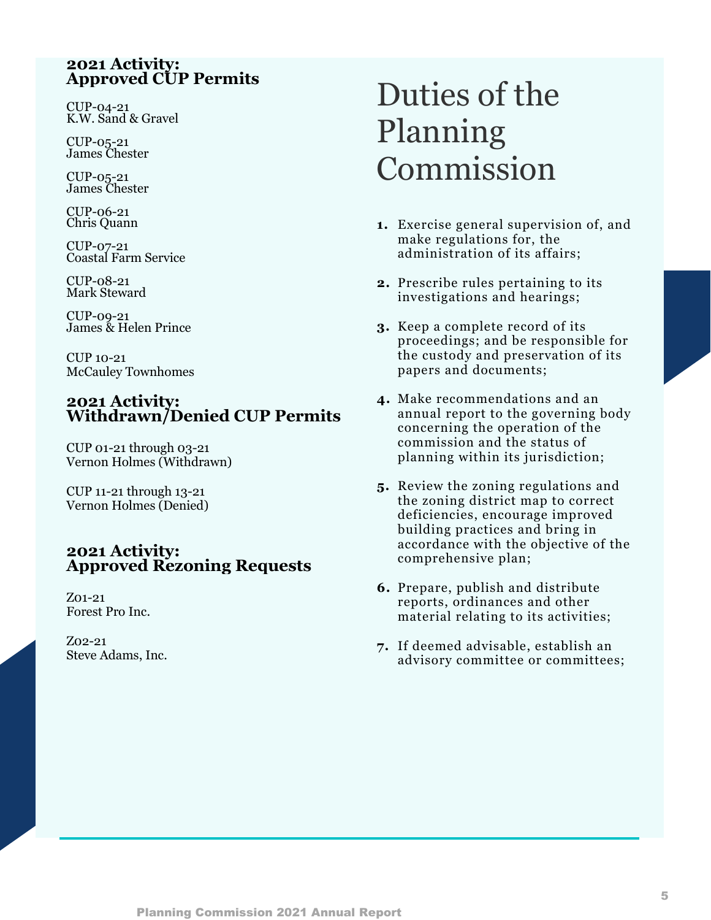## 2021 Activity: Approved CUP Permits

CUP-04-21
K.W. Sand & Gravel

CUP-05-21
James Chester

CUP-05-21
James Chester

CUP-06-21
Chris Quann

CUP-07-21
Coastal Farm Service

CUP-08-21
Mark Steward

CUP-09-21
James & Helen Prince

CUP 10-21
McCauley Townhomes

## 2021 Activity: Withdrawn/Denied CUP Permits

CUP 01-21 through 03-21
Vernon Holmes (Withdrawn)

CUP 11-21 through 13-21
Vernon Holmes (Denied)

## 2021 Activity: Approved Rezoning Requests

Z01-21
Forest Pro Inc.

Z02-21
Steve Adams, Inc.

# Duties of the Planning Commission

1. Exercise general supervision of, and make regulations for, the administration of its affairs;
2. Prescribe rules pertaining to its investigations and hearings;
3. Keep a complete record of its proceedings; and be responsible for the custody and preservation of its papers and documents;
4. Make recommendations and an annual report to the governing body concerning the operation of the commission and the status of planning within its jurisdiction;
5. Review the zoning regulations and the zoning district map to correct deficiencies, encourage improved building practices and bring in accordance with the objective of the comprehensive plan;
6. Prepare, publish and distribute reports, ordinances and other material relating to its activities;
7. If deemed advisable, establish an advisory committee or committees;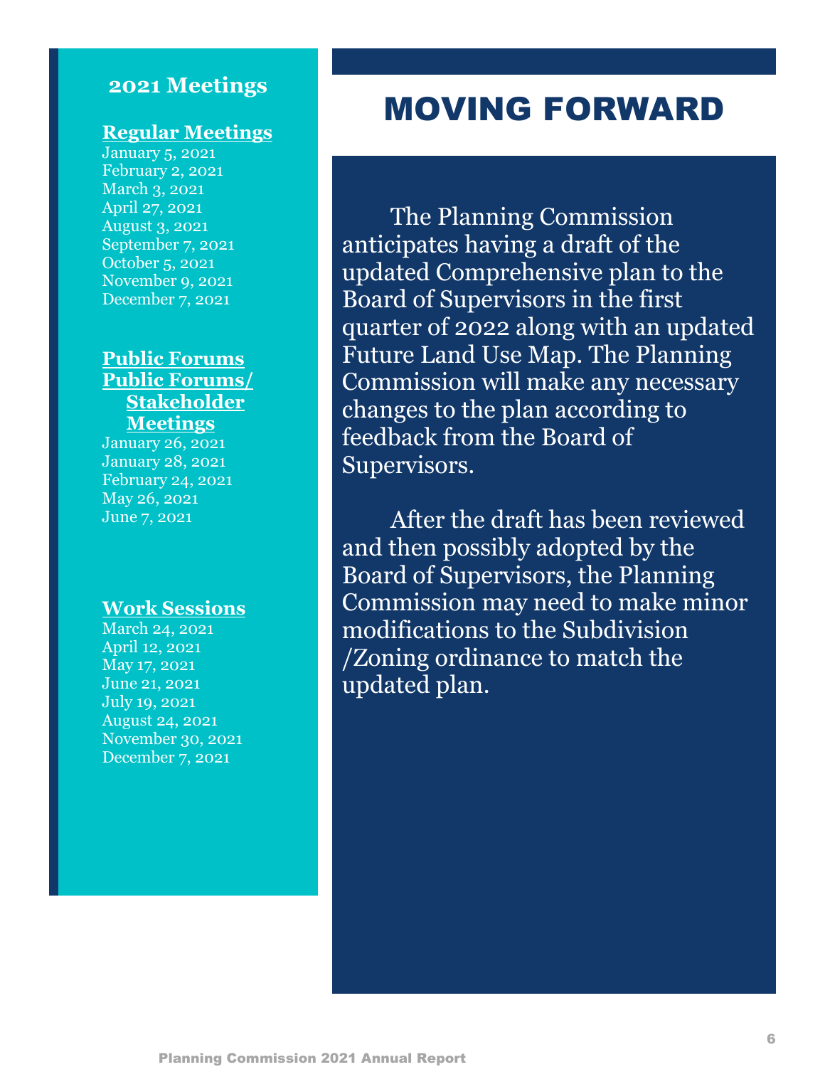## 2021 Meetings

**Regular Meetings**

January 5, 2021
February 2, 2021
March 3, 2021
April 27, 2021
August 3, 2021
September 7, 2021
October 5, 2021
November 9, 2021
December 7, 2021

**Public Forums**
**Public Forums/ Stakeholder Meetings**

January 26, 2021
January 28, 2021
February 24, 2021
May 26, 2021
June 7, 2021

**Work Sessions**

March 24, 2021
April 12, 2021
May 17, 2021
June 21, 2021
July 19, 2021
August 24, 2021
November 30, 2021
December 7, 2021

# MOVING FORWARD

The Planning Commission anticipates having a draft of the updated Comprehensive plan to the Board of Supervisors in the first quarter of 2022 along with an updated Future Land Use Map. The Planning Commission will make any necessary changes to the plan according to feedback from the Board of Supervisors.

After the draft has been reviewed and then possibly adopted by the Board of Supervisors, the Planning Commission may need to make minor modifications to the Subdivision /Zoning ordinance to match the updated plan.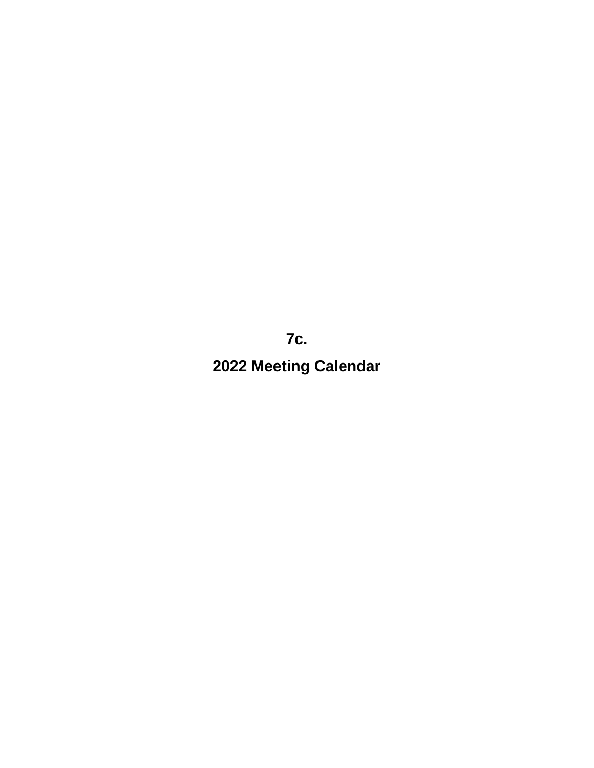**7c.**

**2022 Meeting Calendar**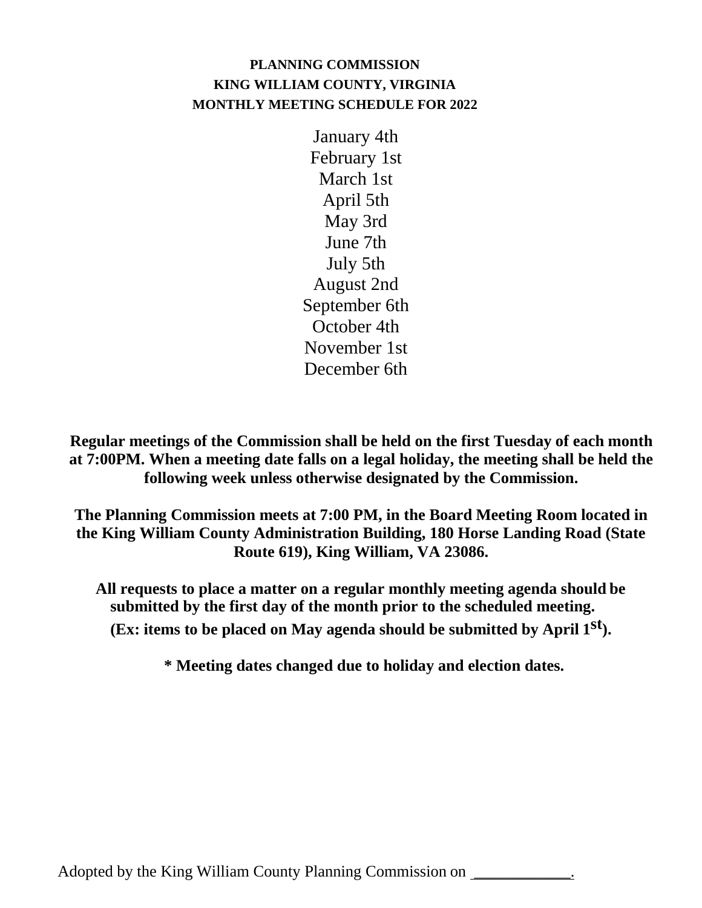**PLANNING COMMISSION**
**KING WILLIAM COUNTY, VIRGINIA**
**MONTHLY MEETING SCHEDULE FOR 2022**

January 4th
February 1st
March 1st
April 5th
May 3rd
June 7th
July 5th
August 2nd
September 6th
October 4th
November 1st
December 6th

**Regular meetings of the Commission shall be held on the first Tuesday of each month at 7:00PM. When a meeting date falls on a legal holiday, the meeting shall be held the following week unless otherwise designated by the Commission.**

**The Planning Commission meets at 7:00 PM, in the Board Meeting Room located in the King William County Administration Building, 180 Horse Landing Road (State Route 619), King William, VA 23086.**

**All requests to place a matter on a regular monthly meeting agenda should be submitted by the first day of the month prior to the scheduled meeting. (Ex: items to be placed on May agenda should be submitted by April 1st).**

**\* Meeting dates changed due to holiday and election dates.**

Adopted by the King William County Planning Commission on ____________.